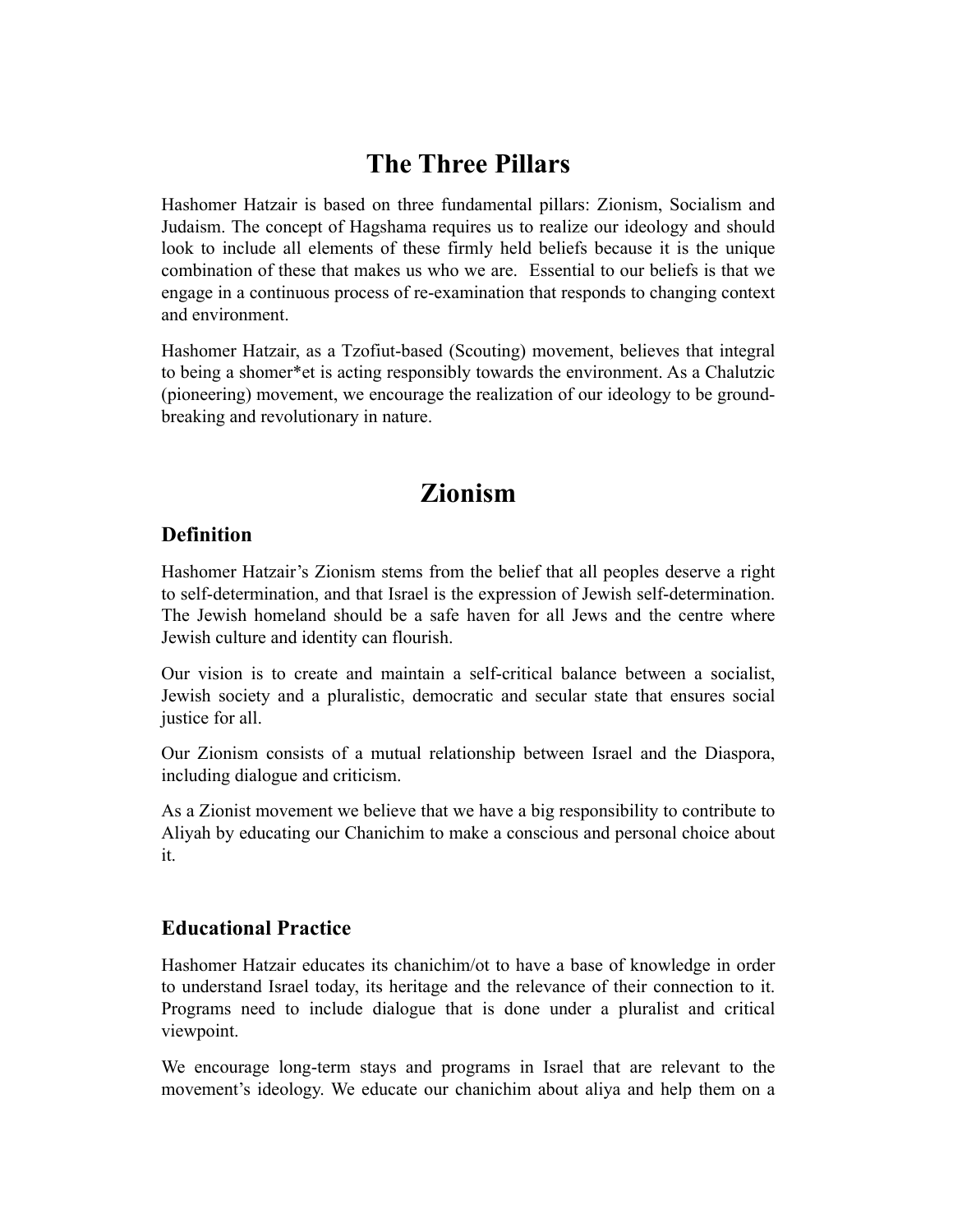# The Three Pillars

Hashomer Hatzair is based on three fundamental pillars: Zionism, Socialism and Judaism. The concept of Hagshama requires us to realize our ideology and should look to include all elements of these firmly held beliefs because it is the unique combination of these that makes us who we are.  Essential to our beliefs is that we engage in a continuous process of re-examination that responds to changing context and environment.

Hashomer Hatzair, as a Tzofiut-based (Scouting) movement, believes that integral to being a shomer*et is acting responsibly towards the environment. As a Chalutzic (pioneering) movement, we encourage the realization of our ideology to be ground-breaking and revolutionary in nature.

# Zionism

## Definition

Hashomer Hatzair's Zionism stems from the belief that all peoples deserve a right to self-determination, and that Israel is the expression of Jewish self-determination. The Jewish homeland should be a safe haven for all Jews and the centre where Jewish culture and identity can flourish.

Our vision is to create and maintain a self-critical balance between a socialist, Jewish society and a pluralistic, democratic and secular state that ensures social justice for all.

Our Zionism consists of a mutual relationship between Israel and the Diaspora, including dialogue and criticism.

As a Zionist movement we believe that we have a big responsibility to contribute to Aliyah by educating our Chanichim to make a conscious and personal choice about it.

## Educational Practice

Hashomer Hatzair educates its chanichim/ot to have a base of knowledge in order to understand Israel today, its heritage and the relevance of their connection to it. Programs need to include dialogue that is done under a pluralist and critical viewpoint.

We encourage long-term stays and programs in Israel that are relevant to the movement's ideology. We educate our chanichim about aliya and help them on a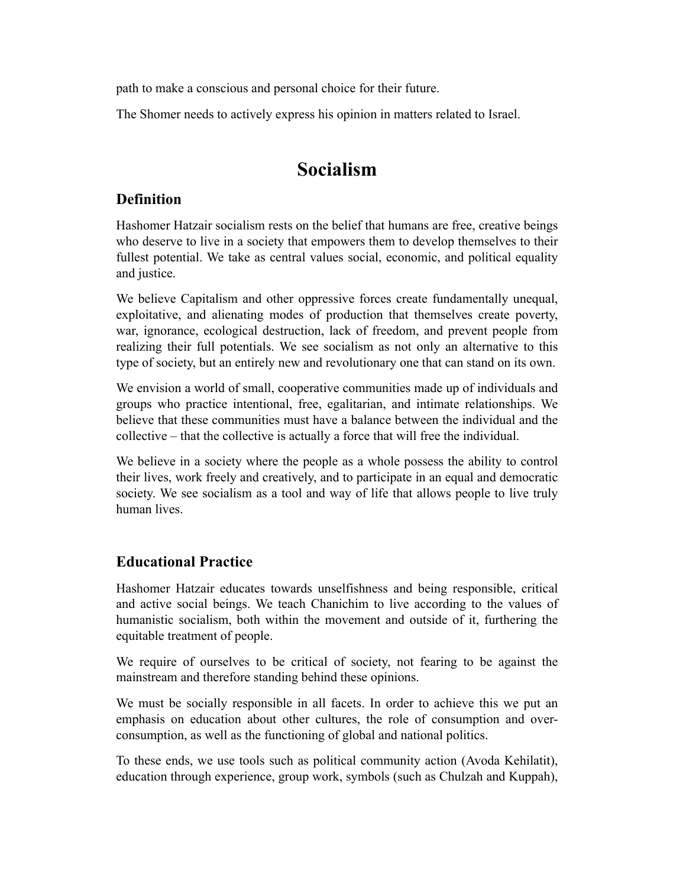path to make a conscious and personal choice for their future.

The Shomer needs to actively express his opinion in matters related to Israel.

# Socialism

## Definition

Hashomer Hatzair socialism rests on the belief that humans are free, creative beings who deserve to live in a society that empowers them to develop themselves to their fullest potential. We take as central values social, economic, and political equality and justice.

We believe Capitalism and other oppressive forces create fundamentally unequal, exploitative, and alienating modes of production that themselves create poverty, war, ignorance, ecological destruction, lack of freedom, and prevent people from realizing their full potentials. We see socialism as not only an alternative to this type of society, but an entirely new and revolutionary one that can stand on its own.

We envision a world of small, cooperative communities made up of individuals and groups who practice intentional, free, egalitarian, and intimate relationships. We believe that these communities must have a balance between the individual and the collective – that the collective is actually a force that will free the individual.

We believe in a society where the people as a whole possess the ability to control their lives, work freely and creatively, and to participate in an equal and democratic society. We see socialism as a tool and way of life that allows people to live truly human lives.

## Educational Practice

Hashomer Hatzair educates towards unselfishness and being responsible, critical and active social beings. We teach Chanichim to live according to the values of humanistic socialism, both within the movement and outside of it, furthering the equitable treatment of people.

We require of ourselves to be critical of society, not fearing to be against the mainstream and therefore standing behind these opinions.

We must be socially responsible in all facets. In order to achieve this we put an emphasis on education about other cultures, the role of consumption and over-consumption, as well as the functioning of global and national politics.

To these ends, we use tools such as political community action (Avoda Kehilatit), education through experience, group work, symbols (such as Chulzah and Kuppah),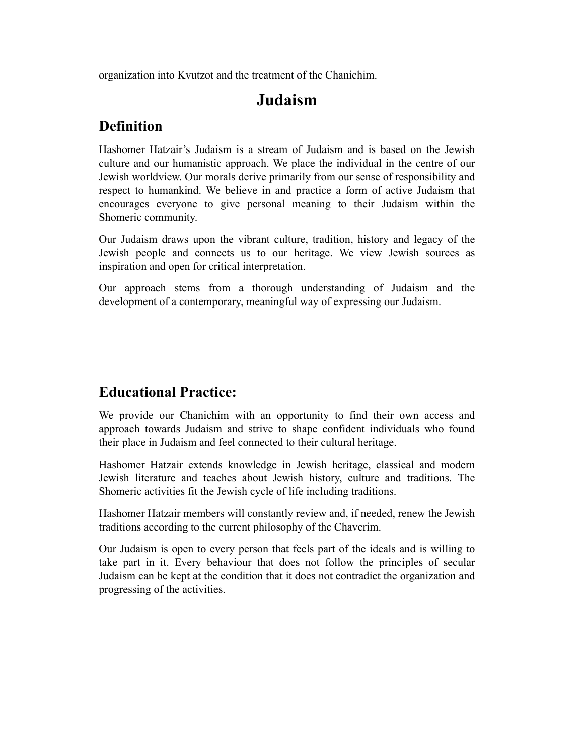organization into Kvutzot and the treatment of the Chanichim.

# Judaism

## Definition

Hashomer Hatzair's Judaism is a stream of Judaism and is based on the Jewish culture and our humanistic approach. We place the individual in the centre of our Jewish worldview. Our morals derive primarily from our sense of responsibility and respect to humankind. We believe in and practice a form of active Judaism that encourages everyone to give personal meaning to their Judaism within the Shomeric community.

Our Judaism draws upon the vibrant culture, tradition, history and legacy of the Jewish people and connects us to our heritage. We view Jewish sources as inspiration and open for critical interpretation.

Our approach stems from a thorough understanding of Judaism and the development of a contemporary, meaningful way of expressing our Judaism.

## Educational Practice:

We provide our Chanichim with an opportunity to find their own access and approach towards Judaism and strive to shape confident individuals who found their place in Judaism and feel connected to their cultural heritage.

Hashomer Hatzair extends knowledge in Jewish heritage, classical and modern Jewish literature and teaches about Jewish history, culture and traditions. The Shomeric activities fit the Jewish cycle of life including traditions.

Hashomer Hatzair members will constantly review and, if needed, renew the Jewish traditions according to the current philosophy of the Chaverim.

Our Judaism is open to every person that feels part of the ideals and is willing to take part in it. Every behaviour that does not follow the principles of secular Judaism can be kept at the condition that it does not contradict the organization and progressing of the activities.